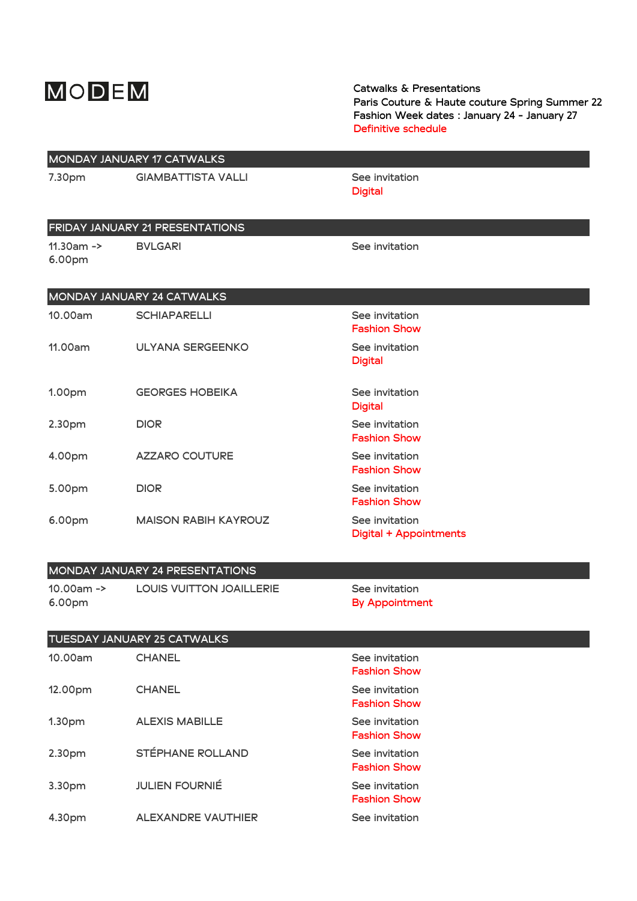# MODEM

Catwalks & Presentations
Paris Couture & Haute couture Spring Summer 22
Fashion Week dates : January 24 - January 27
Definitive schedule

## MONDAY JANUARY 17 CATWALKS

| | | |
|---|---|---|
| 7.30pm | GIAMBATTISTA VALLI | See invitation<br>Digital |

## FRIDAY JANUARY 21 PRESENTATIONS

| | | |
|---|---|---|
| 11.30am -> 6.00pm | BVLGARI | See invitation |

## MONDAY JANUARY 24 CATWALKS

| | | |
|---|---|---|
| 10.00am | SCHIAPARELLI | See invitation<br>Fashion Show |
| 11.00am | ULYANA SERGEENKO | See invitation<br>Digital |
| 1.00pm | GEORGES HOBEIKA | See invitation<br>Digital |
| 2.30pm | DIOR | See invitation<br>Fashion Show |
| 4.00pm | AZZARO COUTURE | See invitation<br>Fashion Show |
| 5.00pm | DIOR | See invitation<br>Fashion Show |
| 6.00pm | MAISON RABIH KAYROUZ | See invitation<br>Digital + Appointments |

## MONDAY JANUARY 24 PRESENTATIONS

| | | |
|---|---|---|
| 10.00am -> 6.00pm | LOUIS VUITTON JOAILLERIE | See invitation<br>By Appointment |

## TUESDAY JANUARY 25 CATWALKS

| | | |
|---|---|---|
| 10.00am | CHANEL | See invitation<br>Fashion Show |
| 12.00pm | CHANEL | See invitation<br>Fashion Show |
| 1.30pm | ALEXIS MABILLE | See invitation<br>Fashion Show |
| 2.30pm | STÉPHANE ROLLAND | See invitation<br>Fashion Show |
| 3.30pm | JULIEN FOURNIÉ | See invitation<br>Fashion Show |
| 4.30pm | ALEXANDRE VAUTHIER | See invitation |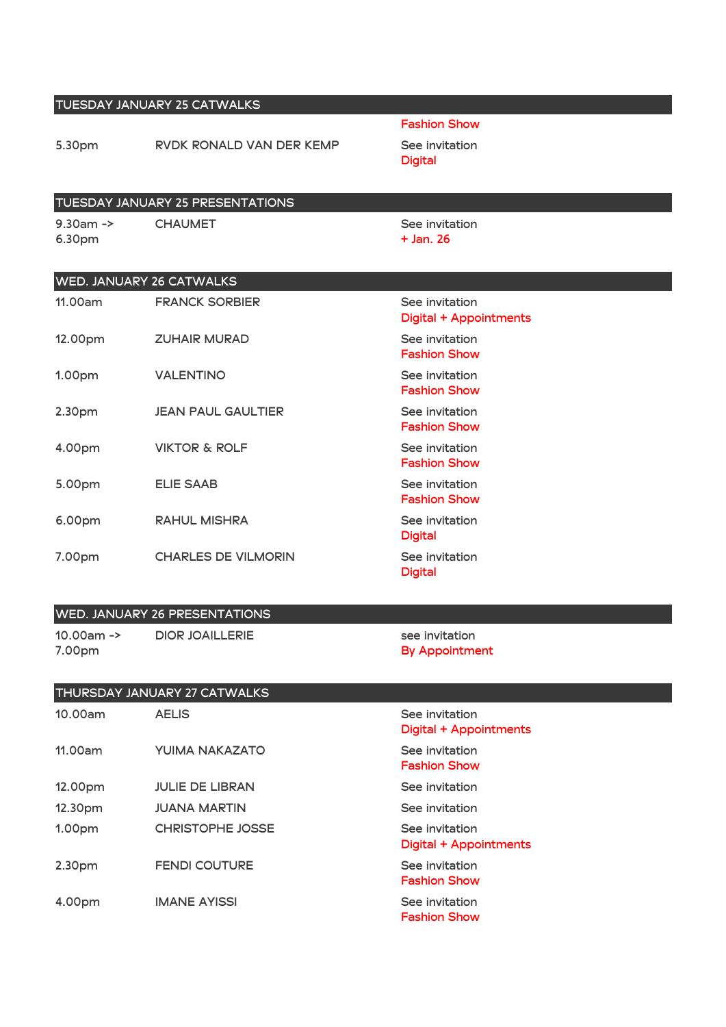## TUESDAY JANUARY 25 CATWALKS

| | | |
|---|---|---|
| | | Fashion Show |
| 5.30pm | RVDK RONALD VAN DER KEMP | See invitation<br>Digital |

## TUESDAY JANUARY 25 PRESENTATIONS

| | | |
|---|---|---|
| 9.30am -> 6.30pm | CHAUMET | See invitation<br>+ Jan. 26 |

## WED. JANUARY 26 CATWALKS

| | | |
|---|---|---|
| 11.00am | FRANCK SORBIER | See invitation<br>Digital + Appointments |
| 12.00pm | ZUHAIR MURAD | See invitation<br>Fashion Show |
| 1.00pm | VALENTINO | See invitation<br>Fashion Show |
| 2.30pm | JEAN PAUL GAULTIER | See invitation<br>Fashion Show |
| 4.00pm | VIKTOR & ROLF | See invitation<br>Fashion Show |
| 5.00pm | ELIE SAAB | See invitation<br>Fashion Show |
| 6.00pm | RAHUL MISHRA | See invitation<br>Digital |
| 7.00pm | CHARLES DE VILMORIN | See invitation<br>Digital |

## WED. JANUARY 26 PRESENTATIONS

| | | |
|---|---|---|
| 10.00am -> 7.00pm | DIOR JOAILLERIE | see invitation<br>By Appointment |

## THURSDAY JANUARY 27 CATWALKS

| | | |
|---|---|---|
| 10.00am | AELIS | See invitation<br>Digital + Appointments |
| 11.00am | YUIMA NAKAZATO | See invitation<br>Fashion Show |
| 12.00pm | JULIE DE LIBRAN | See invitation |
| 12.30pm | JUANA MARTIN | See invitation |
| 1.00pm | CHRISTOPHE JOSSE | See invitation<br>Digital + Appointments |
| 2.30pm | FENDI COUTURE | See invitation<br>Fashion Show |
| 4.00pm | IMANE AYISSI | See invitation<br>Fashion Show |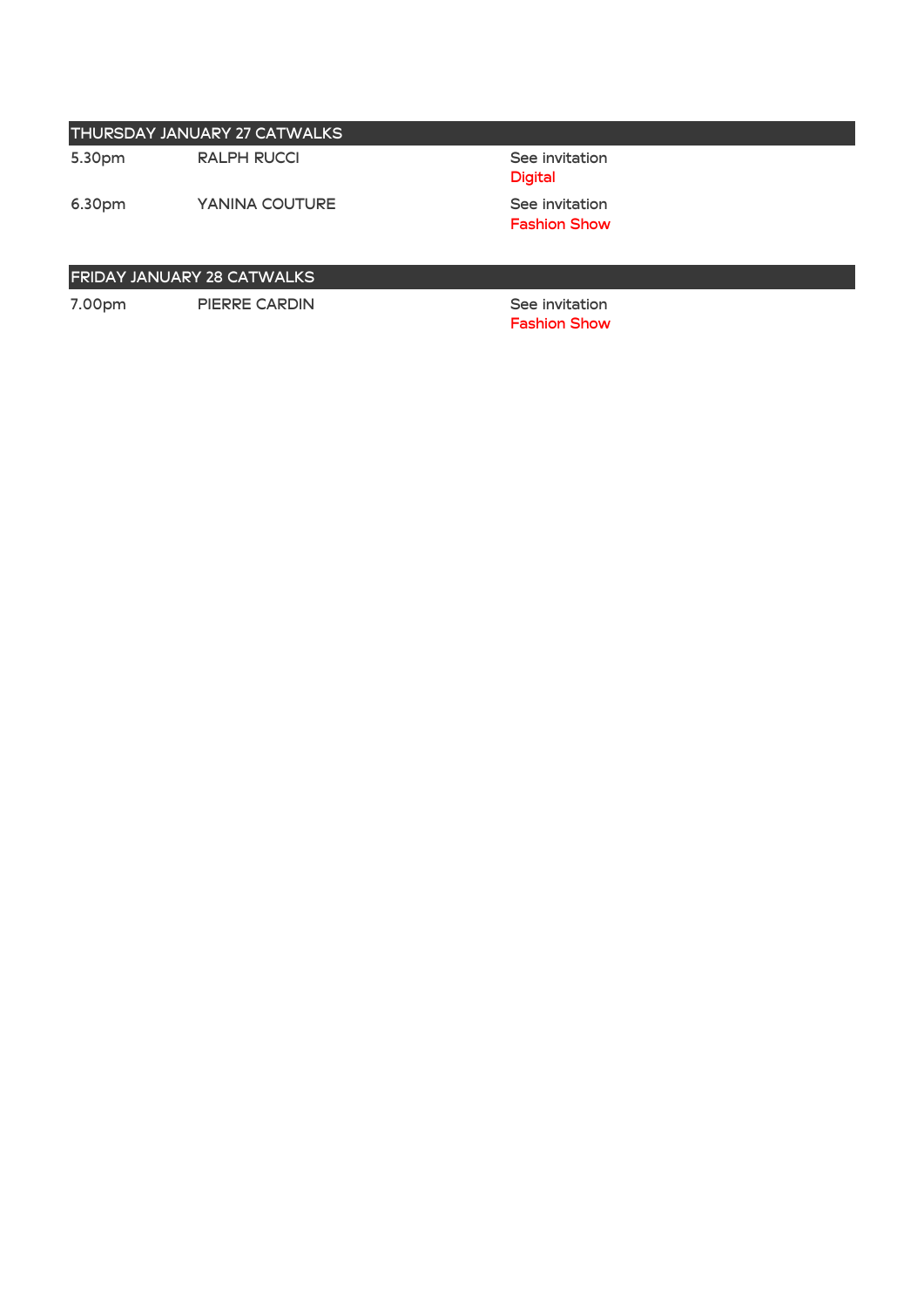| THURSDAY JANUARY 27 CATWALKS | | |
|---|---|---|
| 5.30pm | RALPH RUCCI | See invitation<br>Digital |
| 6.30pm | YANINA COUTURE | See invitation<br>Fashion Show |

| FRIDAY JANUARY 28 CATWALKS | | |
|---|---|---|
| 7.00pm | PIERRE CARDIN | See invitation<br>Fashion Show |